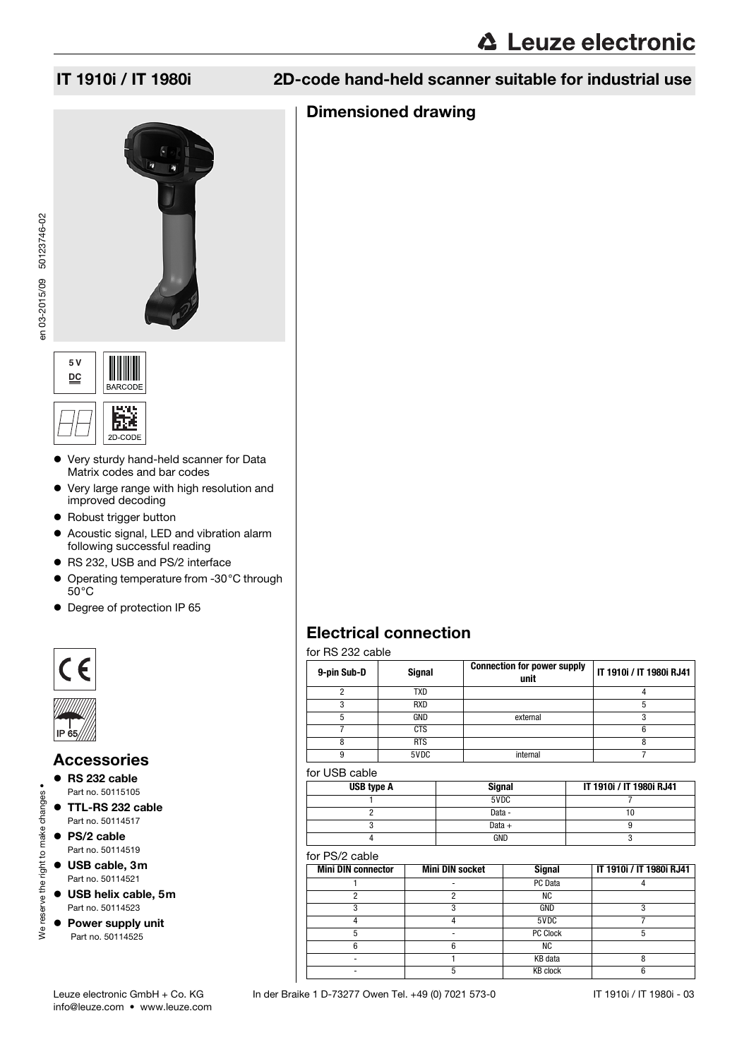## IT 1910i / IT 1980i

## 2D-code hand-held scanner suitable for industrial use

- Very sturdy hand-held scanner for Data Matrix codes and bar codes
- Very large range with high resolution and improved decoding
- Robust trigger button
- Acoustic signal, LED and vibration alarm following successful reading
- RS 232, USB and PS/2 interface
- Operating temperature from -30°C through 50°C
- Degree of protection IP 65

## Accessories

- **RS 232 cable**
  Part no. 50115105
- **TTL-RS 232 cable**
  Part no. 50114517
- **PS/2 cable**
  Part no. 50114519
- **USB cable, 3m**
  Part no. 50114521
- **USB helix cable, 5m**
  Part no. 50114523
- **Power supply unit**
  Part no. 50114525

## Dimensioned drawing

## Electrical connection

for RS 232 cable

| 9-pin Sub-D | Signal | Connection for power supply unit | IT 1910i / IT 1980i RJ41 |
|---|---|---|---|
| 2 | TXD | | 4 |
| 3 | RXD | | 5 |
| 5 | GND | external | 3 |
| 7 | CTS | | 6 |
| 8 | RTS | | 8 |
| 9 | 5VDC | internal | 7 |

for USB cable

| USB type A | Signal | IT 1910i / IT 1980i RJ41 |
|---|---|---|
| 1 | 5VDC | 7 |
| 2 | Data - | 10 |
| 3 | Data + | 9 |
| 4 | GND | 3 |

for PS/2 cable

| Mini DIN connector | Mini DIN socket | Signal | IT 1910i / IT 1980i RJ41 |
|---|---|---|---|
| 1 | - | PC Data | 4 |
| 2 | 2 | NC | |
| 3 | 3 | GND | 3 |
| 4 | 4 | 5VDC | 7 |
| 5 | - | PC Clock | 5 |
| 6 | 6 | NC | |
| - | 1 | KB data | 8 |
| - | 5 | KB clock | 6 |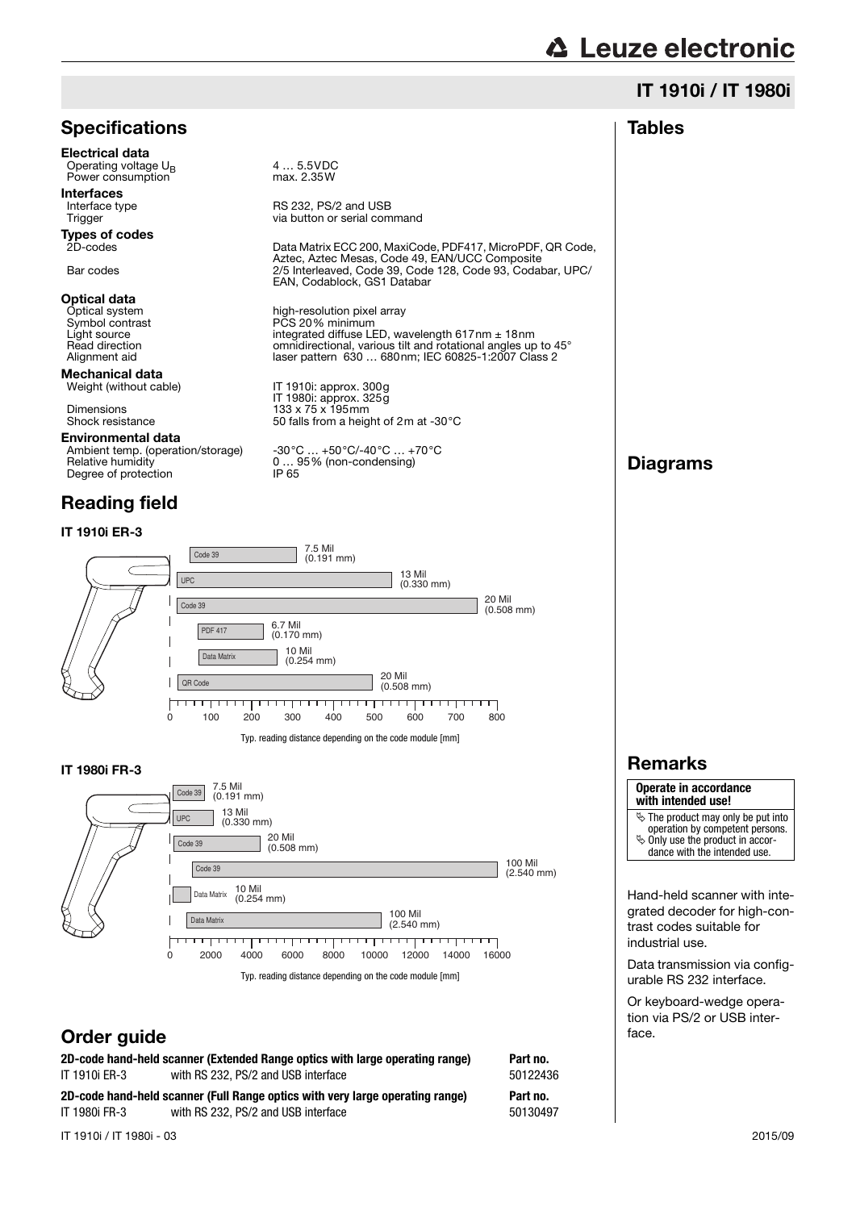# IT 1910i / IT 1980i

## Specifications

**Electrical data**

| | |
|---|---|
| Operating voltage $U_B$ | 4 … 5.5VDC |
| Power consumption | max. 2.35W |

**Interfaces**

| | |
|---|---|
| Interface type | RS 232, PS/2 and USB |
| Trigger | via button or serial command |

**Types of codes**

| | |
|---|---|
| 2D-codes | Data Matrix ECC 200, MaxiCode, PDF417, MicroPDF, QR Code, Aztec, Aztec Mesas, Code 49, EAN/UCC Composite |
| Bar codes | 2/5 Interleaved, Code 39, Code 128, Code 93, Codabar, UPC/EAN, Codablock, GS1 Databar |

**Optical data**

| | |
|---|---|
| Optical system | high-resolution pixel array |
| Symbol contrast | PCS 20% minimum |
| Light source | integrated diffuse LED, wavelength 617nm ± 18nm |
| Read direction | omnidirectional, various tilt and rotational angles up to 45° |
| Alignment aid | laser pattern 630 … 680nm; IEC 60825-1:2007 Class 2 |

**Mechanical data**

| | |
|---|---|
| Weight (without cable) | IT 1910i: approx. 300g<br>IT 1980i: approx. 325g |
| Dimensions | 133 x 75 x 195mm |
| Shock resistance | 50 falls from a height of 2m at -30°C |

**Environmental data**

| | |
|---|---|
| Ambient temp. (operation/storage) | -30°C … +50°C/-40°C … +70°C |
| Relative humidity | 0 … 95% (non-condensing) |
| Degree of protection | IP 65 |

## Reading field

### IT 1910i ER-3

- Code 39: 7.5 Mil (0.191 mm)
- UPC: 13 Mil (0.330 mm)
- Code 39: 20 Mil (0.508 mm)
- PDF 417: 6.7 Mil (0.170 mm)
- Data Matrix: 10 Mil (0.254 mm)
- QR Code: 20 Mil (0.508 mm)

0 100 200 300 400 500 600 700 800

Typ. reading distance depending on the code module [mm]

### IT 1980i FR-3

- Code 39: 7.5 Mil (0.191 mm)
- UPC: 13 Mil (0.330 mm)
- Code 39: 20 Mil (0.508 mm)
- Code 39: 100 Mil (2.540 mm)
- Data Matrix: 10 Mil (0.254 mm)
- Data Matrix: 100 Mil (2.540 mm)

0 2000 4000 6000 8000 10000 12000 14000 16000

Typ. reading distance depending on the code module [mm]

## Order guide

| 2D-code hand-held scanner (Extended Range optics with large operating range) | | Part no. |
|---|---|---|
| IT 1910i ER-3 | with RS 232, PS/2 and USB interface | 50122436 |

| 2D-code hand-held scanner (Full Range optics with very large operating range) | | Part no. |
|---|---|---|
| IT 1980i FR-3 | with RS 232, PS/2 and USB interface | 50130497 |

## Tables

## Diagrams

## Remarks

**Operate in accordance with intended use!**

- The product may only be put into operation by competent persons.
- Only use the product in accordance with the intended use.

Hand-held scanner with integrated decoder for high-contrast codes suitable for industrial use.

Data transmission via configurable RS 232 interface.

Or keyboard-wedge operation via PS/2 or USB interface.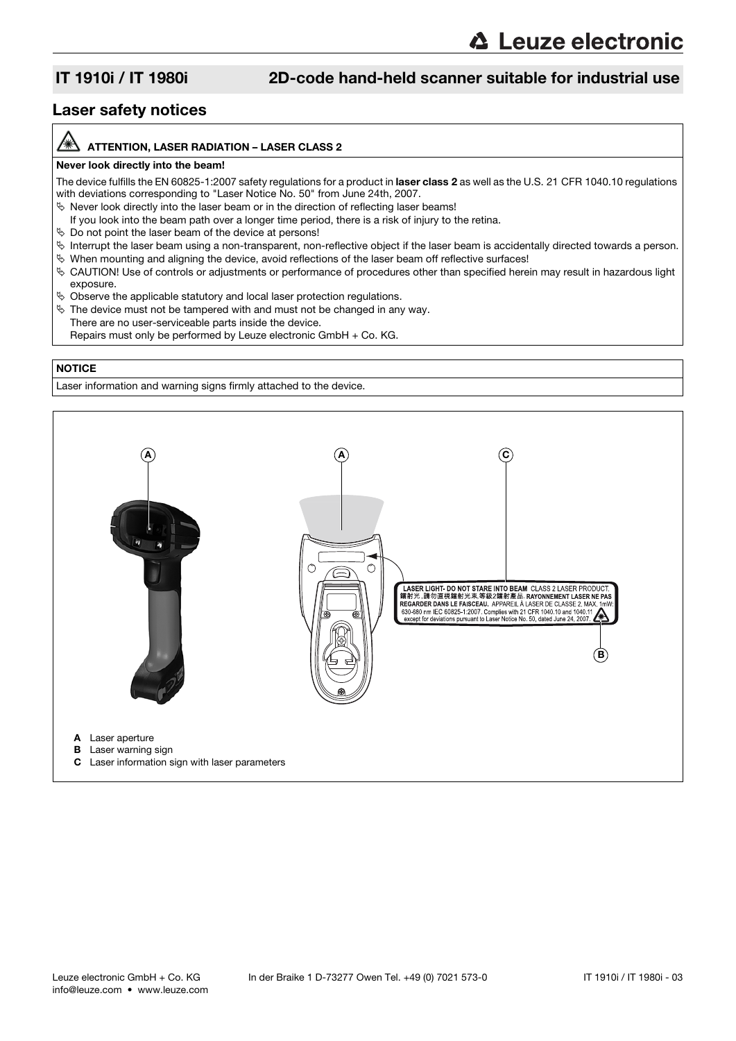## IT 1910i / IT 1980i — 2D-code hand-held scanner suitable for industrial use

## Laser safety notices

**ATTENTION, LASER RADIATION – LASER CLASS 2**

**Never look directly into the beam!**

The device fulfills the EN 60825-1:2007 safety regulations for a product in **laser class 2** as well as the U.S. 21 CFR 1040.10 regulations with deviations corresponding to "Laser Notice No. 50" from June 24th, 2007.

- Never look directly into the laser beam or in the direction of reflecting laser beams!
  If you look into the beam path over a longer time period, there is a risk of injury to the retina.
- Do not point the laser beam of the device at persons!
- Interrupt the laser beam using a non-transparent, non-reflective object if the laser beam is accidentally directed towards a person.
- When mounting and aligning the device, avoid reflections of the laser beam off reflective surfaces!
- CAUTION! Use of controls or adjustments or performance of procedures other than specified herein may result in hazardous light exposure.
- Observe the applicable statutory and local laser protection regulations.
- The device must not be tampered with and must not be changed in any way.
  There are no user-serviceable parts inside the device.
  Repairs must only be performed by Leuze electronic GmbH + Co. KG.

**NOTICE**

Laser information and warning signs firmly attached to the device.

LASER LIGHT· DO NOT STARE INTO BEAM CLASS 2 LASER PRODUCT.
鐳射光，請勿直視鐳射光束.等級2鐳射產品. RAYONNEMENT LASER NE PAS REGARDER DANS LE FAISCEAU. APPAREIL À LASER DE CLASSE 2. MAX. 1mW: 630-680 nm IEC 60825-1:2007. Complies with 21 CFR 1040.10 and 1040.11 except for deviations pursuant to Laser Notice No. 50, dated June 24, 2007.

- **A** Laser aperture
- **B** Laser warning sign
- **C** Laser information sign with laser parameters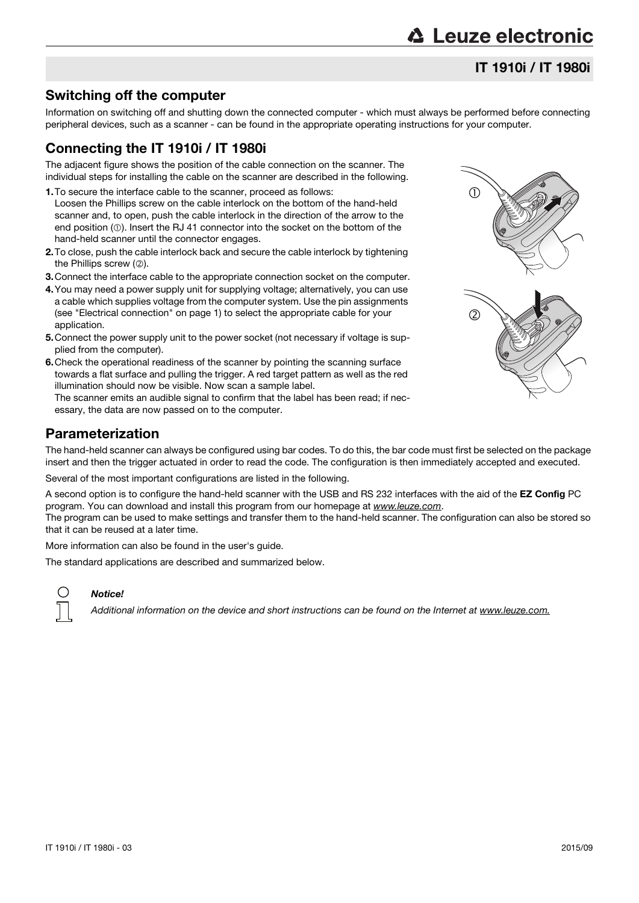## Switching off the computer

Information on switching off and shutting down the connected computer - which must always be performed before connecting peripheral devices, such as a scanner - can be found in the appropriate operating instructions for your computer.

## Connecting the IT 1910i / IT 1980i

The adjacent figure shows the position of the cable connection on the scanner. The individual steps for installing the cable on the scanner are described in the following.

1. To secure the interface cable to the scanner, proceed as follows:
   Loosen the Phillips screw on the cable interlock on the bottom of the hand-held scanner and, to open, push the cable interlock in the direction of the arrow to the end position (①). Insert the RJ 41 connector into the socket on the bottom of the hand-held scanner until the connector engages.
2. To close, push the cable interlock back and secure the cable interlock by tightening the Phillips screw (②).
3. Connect the interface cable to the appropriate connection socket on the computer.
4. You may need a power supply unit for supplying voltage; alternatively, you can use a cable which supplies voltage from the computer system. Use the pin assignments (see "Electrical connection" on page 1) to select the appropriate cable for your application.
5. Connect the power supply unit to the power socket (not necessary if voltage is supplied from the computer).
6. Check the operational readiness of the scanner by pointing the scanning surface towards a flat surface and pulling the trigger. A red target pattern as well as the red illumination should now be visible. Now scan a sample label.
   The scanner emits an audible signal to confirm that the label has been read; if necessary, the data are now passed on to the computer.

## Parameterization

The hand-held scanner can always be configured using bar codes. To do this, the bar code must first be selected on the package insert and then the trigger actuated in order to read the code. The configuration is then immediately accepted and executed.

Several of the most important configurations are listed in the following.

A second option is to configure the hand-held scanner with the USB and RS 232 interfaces with the aid of the **EZ Config** PC program. You can download and install this program from our homepage at *www.leuze.com*.
The program can be used to make settings and transfer them to the hand-held scanner. The configuration can also be stored so that it can be reused at a later time.

More information can also be found in the user's guide.

The standard applications are described and summarized below.

***Notice!***

*Additional information on the device and short instructions can be found on the Internet at www.leuze.com.*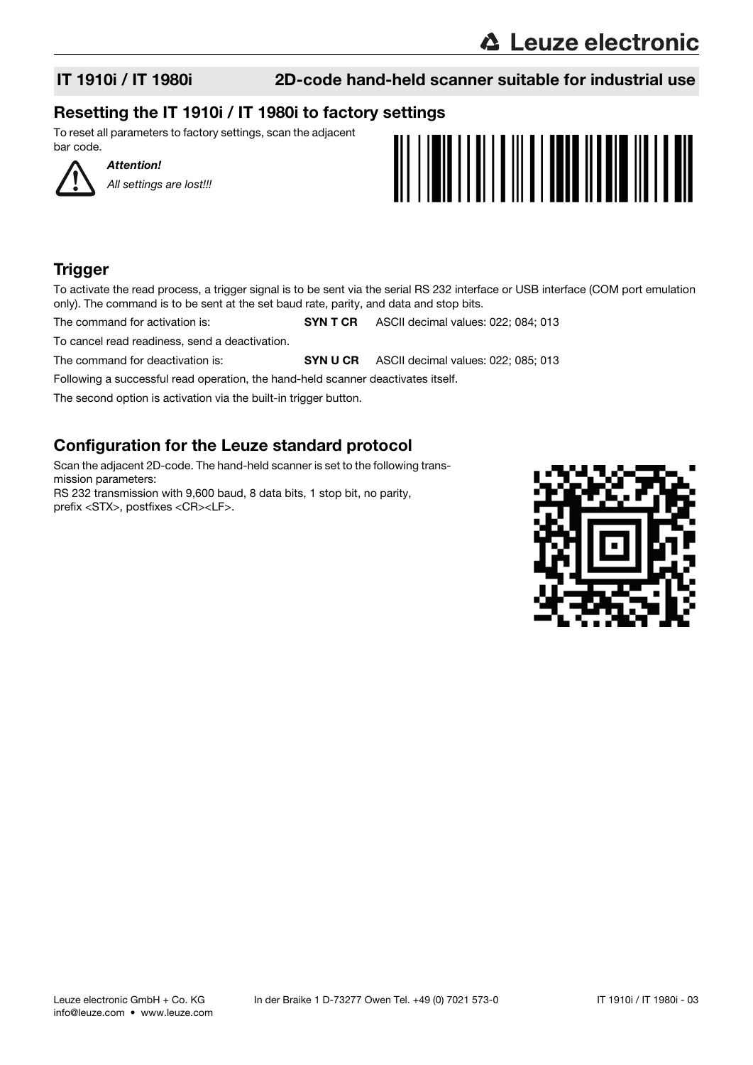## IT 1910i / IT 1980i — 2D-code hand-held scanner suitable for industrial use

## Resetting the IT 1910i / IT 1980i to factory settings

To reset all parameters to factory settings, scan the adjacent bar code.

***Attention!***

*All settings are lost!!!*

## Trigger

To activate the read process, a trigger signal is to be sent via the serial RS 232 interface or USB interface (COM port emulation only). The command is to be sent at the set baud rate, parity, and data and stop bits.

The command for activation is: **SYN T CR** ASCII decimal values: 022; 084; 013

To cancel read readiness, send a deactivation.

The command for deactivation is: **SYN U CR** ASCII decimal values: 022; 085; 013

Following a successful read operation, the hand-held scanner deactivates itself.

The second option is activation via the built-in trigger button.

## Configuration for the Leuze standard protocol

Scan the adjacent 2D-code. The hand-held scanner is set to the following transmission parameters:
RS 232 transmission with 9,600 baud, 8 data bits, 1 stop bit, no parity, prefix <STX>, postfixes <CR><LF>.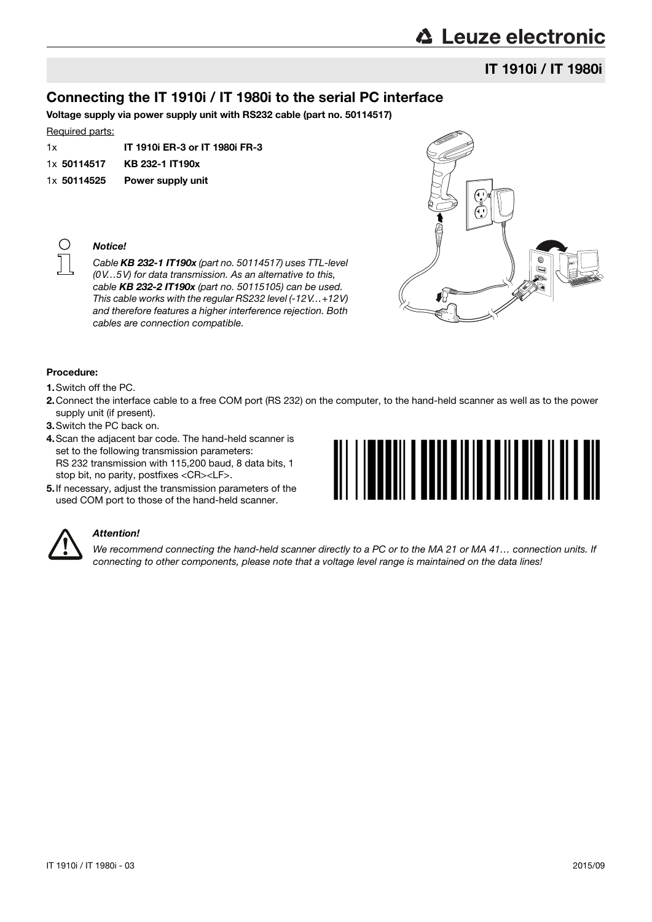## IT 1910i / IT 1980i

## Connecting the IT 1910i / IT 1980i to the serial PC interface

**Voltage supply via power supply unit with RS232 cable (part no. 50114517)**

Required parts:

| | |
|---|---|
| 1x | **IT 1910i ER-3 or IT 1980i FR-3** |
| 1x **50114517** | **KB 232-1 IT190x** |
| 1x **50114525** | **Power supply unit** |

***Notice!***

*Cable **KB 232-1 IT190x** (part no. 50114517) uses TTL-level (0V…5V) for data transmission. As an alternative to this, cable **KB 232-2 IT190x** (part no. 50115105) can be used. This cable works with the regular RS232 level (-12V…+12V) and therefore features a higher interference rejection. Both cables are connection compatible.*

**Procedure:**

1. Switch off the PC.
2. Connect the interface cable to a free COM port (RS 232) on the computer, to the hand-held scanner as well as to the power supply unit (if present).
3. Switch the PC back on.
4. Scan the adjacent bar code. The hand-held scanner is set to the following transmission parameters: RS 232 transmission with 115,200 baud, 8 data bits, 1 stop bit, no parity, postfixes <CR><LF>.
5. If necessary, adjust the transmission parameters of the used COM port to those of the hand-held scanner.

***Attention!***

*We recommend connecting the hand-held scanner directly to a PC or to the MA 21 or MA 41… connection units. If connecting to other components, please note that a voltage level range is maintained on the data lines!*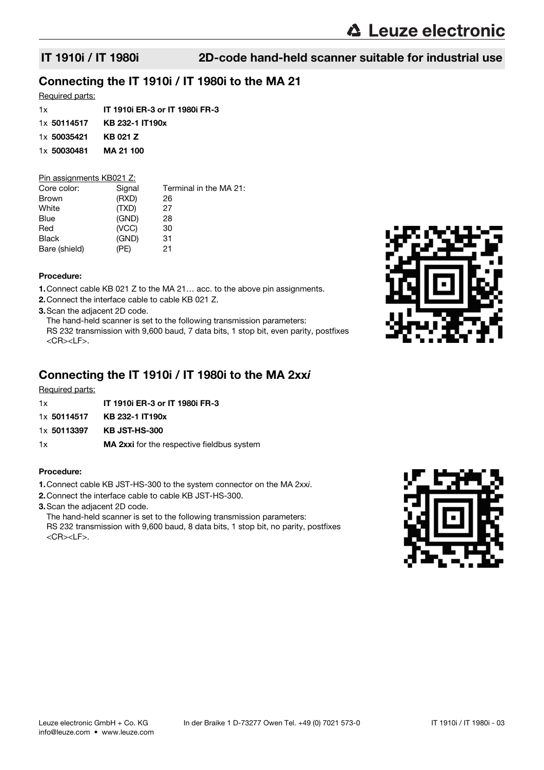## IT 1910i / IT 1980i 2D-code hand-held scanner suitable for industrial use

## Connecting the IT 1910i / IT 1980i to the MA 21

Required parts:

1x **IT 1910i ER-3 or IT 1980i FR-3**

1x **50114517 KB 232-1 IT190x**

1x **50035421 KB 021 Z**

1x **50030481 MA 21 100**

Pin assignments KB021 Z:

| Core color: | Signal | Terminal in the MA 21: |
|---|---|---|
| Brown | (RXD) | 26 |
| White | (TXD) | 27 |
| Blue | (GND) | 28 |
| Red | (VCC) | 30 |
| Black | (GND) | 31 |
| Bare (shield) | (PE) | 21 |

**Procedure:**

1. Connect cable KB 021 Z to the MA 21… acc. to the above pin assignments.
2. Connect the interface cable to cable KB 021 Z.
3. Scan the adjacent 2D code.
   The hand-held scanner is set to the following transmission parameters:
   RS 232 transmission with 9,600 baud, 7 data bits, 1 stop bit, even parity, postfixes <CR><LF>.

## Connecting the IT 1910i / IT 1980i to the MA 2xx*i*

Required parts:

1x **IT 1910i ER-3 or IT 1980i FR-3**

1x **50114517 KB 232-1 IT190x**

1x **50113397 KB JST-HS-300**

1x **MA 2xxi** for the respective fieldbus system

**Procedure:**

1. Connect cable KB JST-HS-300 to the system connector on the MA 2xx*i*.
2. Connect the interface cable to cable KB JST-HS-300.
3. Scan the adjacent 2D code.
   The hand-held scanner is set to the following transmission parameters:
   RS 232 transmission with 9,600 baud, 8 data bits, 1 stop bit, no parity, postfixes <CR><LF>.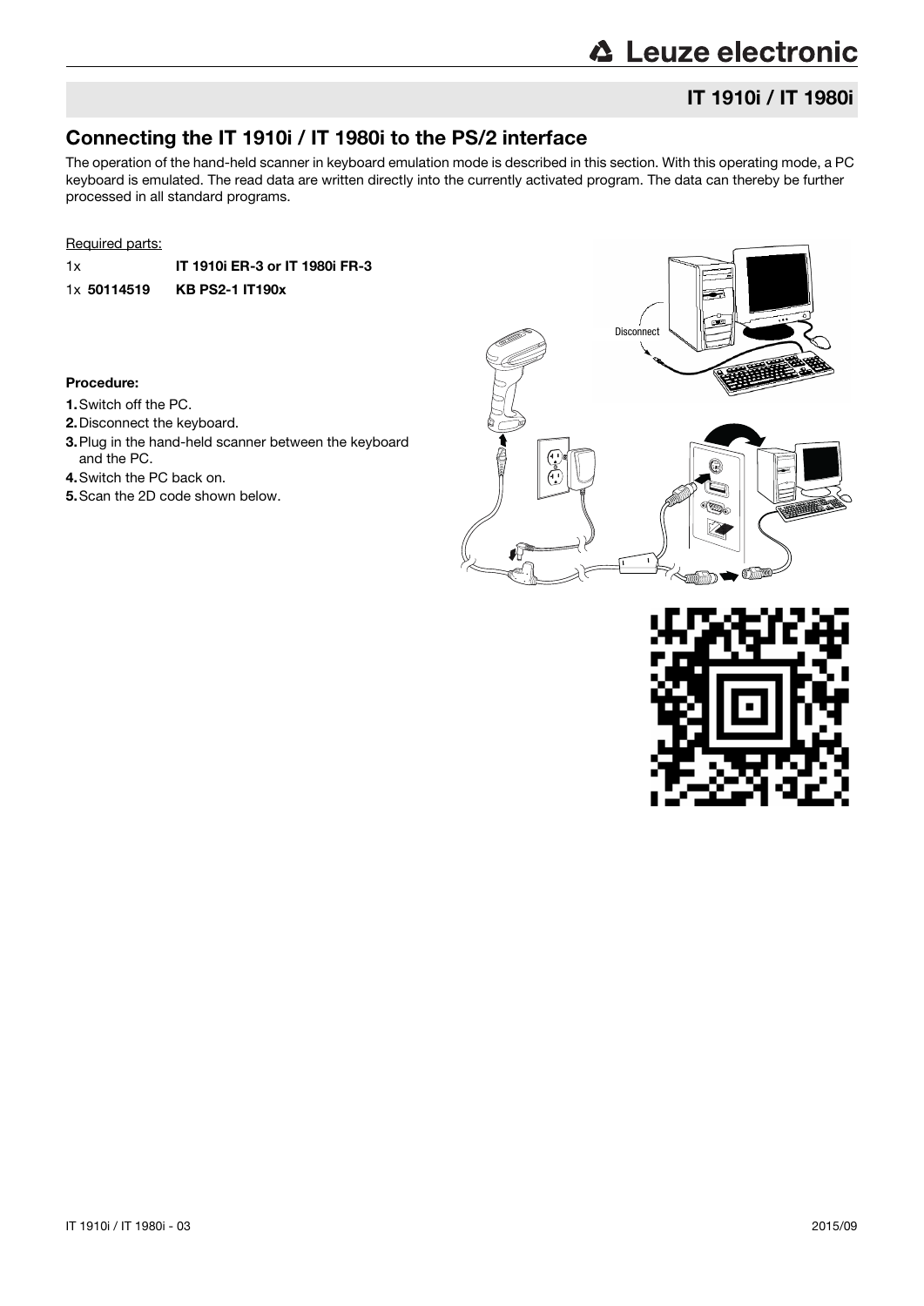## Connecting the IT 1910i / IT 1980i to the PS/2 interface

The operation of the hand-held scanner in keyboard emulation mode is described in this section. With this operating mode, a PC keyboard is emulated. The read data are written directly into the currently activated program. The data can thereby be further processed in all standard programs.

Required parts:

| | |
|---|---|
| 1x | **IT 1910i ER-3 or IT 1980i FR-3** |
| 1x **50114519** | **KB PS2-1 IT190x** |

**Procedure:**

1. Switch off the PC.
2. Disconnect the keyboard.
3. Plug in the hand-held scanner between the keyboard and the PC.
4. Switch the PC back on.
5. Scan the 2D code shown below.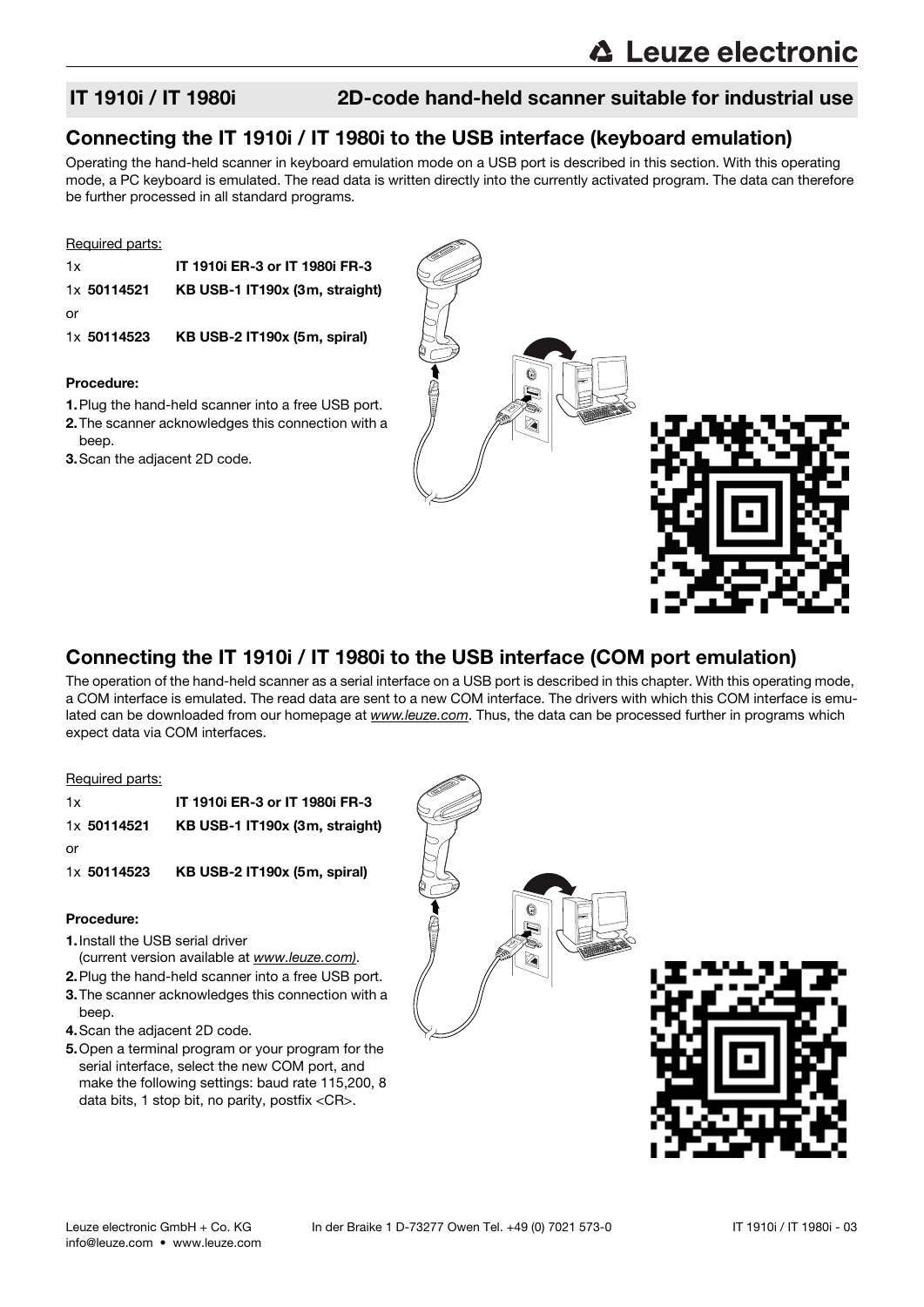## IT 1910i / IT 1980i — 2D-code hand-held scanner suitable for industrial use

## Connecting the IT 1910i / IT 1980i to the USB interface (keyboard emulation)

Operating the hand-held scanner in keyboard emulation mode on a USB port is described in this section. With this operating mode, a PC keyboard is emulated. The read data is written directly into the currently activated program. The data can therefore be further processed in all standard programs.

Required parts:

| | |
|---|---|
| 1x | **IT 1910i ER-3 or IT 1980i FR-3** |
| 1x **50114521** | **KB USB-1 IT190x (3m, straight)** |
| or | |
| 1x **50114523** | **KB USB-2 IT190x (5m, spiral)** |

**Procedure:**

1. Plug the hand-held scanner into a free USB port.
2. The scanner acknowledges this connection with a beep.
3. Scan the adjacent 2D code.

## Connecting the IT 1910i / IT 1980i to the USB interface (COM port emulation)

The operation of the hand-held scanner as a serial interface on a USB port is described in this chapter. With this operating mode, a COM interface is emulated. The read data are sent to a new COM interface. The drivers with which this COM interface is emulated can be downloaded from our homepage at *www.leuze.com*. Thus, the data can be processed further in programs which expect data via COM interfaces.

Required parts:

| | |
|---|---|
| 1x | **IT 1910i ER-3 or IT 1980i FR-3** |
| 1x **50114521** | **KB USB-1 IT190x (3m, straight)** |
| or | |
| 1x **50114523** | **KB USB-2 IT190x (5m, spiral)** |

**Procedure:**

1. Install the USB serial driver (current version available at *www.leuze.com)*.
2. Plug the hand-held scanner into a free USB port.
3. The scanner acknowledges this connection with a beep.
4. Scan the adjacent 2D code.
5. Open a terminal program or your program for the serial interface, select the new COM port, and make the following settings: baud rate 115,200, 8 data bits, 1 stop bit, no parity, postfix <CR>.